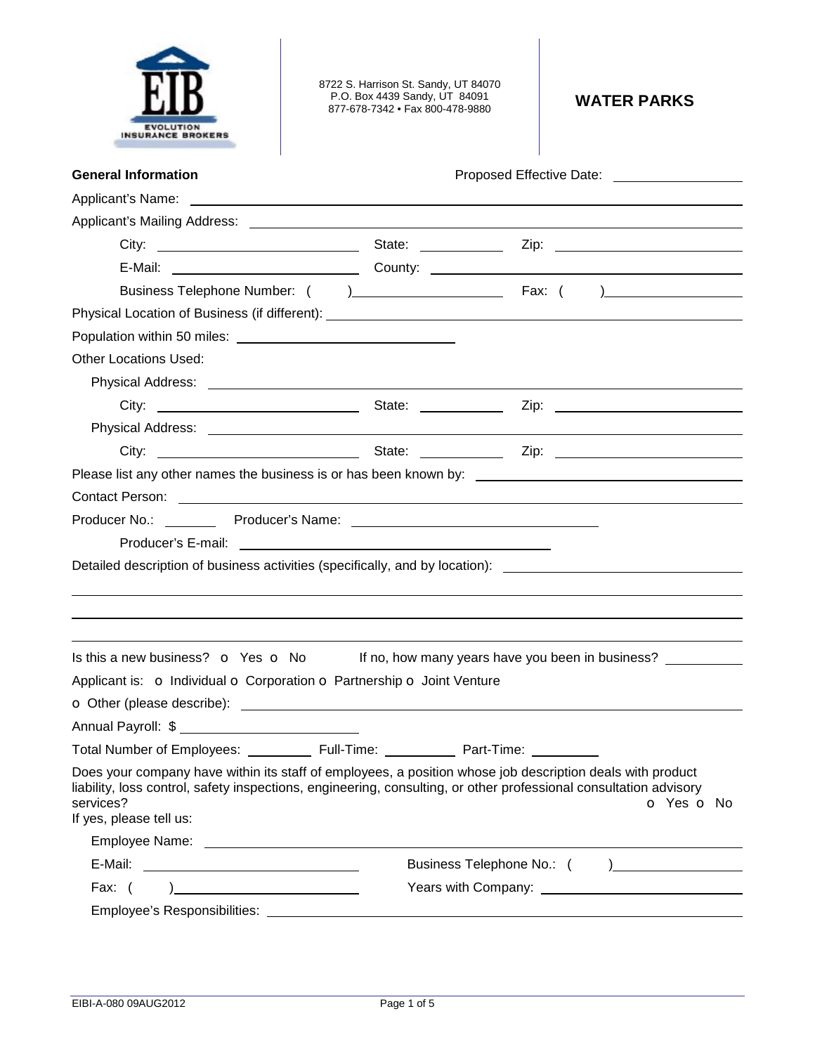EIB
EVOLUTION INSURANCE BROKERS

8722 S. Harrison St. Sandy, UT 84070
P.O. Box 4439 Sandy, UT 84091
877-678-7342 • Fax 800-478-9880

# WATER PARKS

**General Information** Proposed Effective Date: \_\_\_\_\_\_\_\_\_\_

Applicant's Name: \_\_\_\_\_\_\_\_\_\_

Applicant's Mailing Address: \_\_\_\_\_\_\_\_\_\_

City: \_\_\_\_\_\_\_\_\_\_ State: \_\_\_\_\_\_\_\_\_\_ Zip: \_\_\_\_\_\_\_\_\_\_

E-Mail: \_\_\_\_\_\_\_\_\_\_ County: \_\_\_\_\_\_\_\_\_\_

Business Telephone Number: ( ) \_\_\_\_\_\_\_\_\_\_ Fax: ( ) \_\_\_\_\_\_\_\_\_\_

Physical Location of Business (if different): \_\_\_\_\_\_\_\_\_\_

Population within 50 miles: \_\_\_\_\_\_\_\_\_\_

Other Locations Used:

Physical Address: \_\_\_\_\_\_\_\_\_\_

City: \_\_\_\_\_\_\_\_\_\_ State: \_\_\_\_\_\_\_\_\_\_ Zip: \_\_\_\_\_\_\_\_\_\_

Physical Address: \_\_\_\_\_\_\_\_\_\_

City: \_\_\_\_\_\_\_\_\_\_ State: \_\_\_\_\_\_\_\_\_\_ Zip: \_\_\_\_\_\_\_\_\_\_

Please list any other names the business is or has been known by: \_\_\_\_\_\_\_\_\_\_

Contact Person: \_\_\_\_\_\_\_\_\_\_

Producer No.: \_\_\_\_\_\_\_\_\_\_ Producer's Name: \_\_\_\_\_\_\_\_\_\_

Producer's E-mail: \_\_\_\_\_\_\_\_\_\_

Detailed description of business activities (specifically, and by location): \_\_\_\_\_\_\_\_\_\_

Is this a new business? o Yes o No If no, how many years have you been in business? \_\_\_\_\_\_\_\_\_\_

Applicant is: o Individual o Corporation o Partnership o Joint Venture

o Other (please describe): \_\_\_\_\_\_\_\_\_\_

Annual Payroll: $ \_\_\_\_\_\_\_\_\_\_

Total Number of Employees: \_\_\_\_\_\_\_\_\_\_ Full-Time: \_\_\_\_\_\_\_\_\_\_ Part-Time: \_\_\_\_\_\_\_\_\_\_

Does your company have within its staff of employees, a position whose job description deals with product liability, loss control, safety inspections, engineering, consulting, or other professional consultation advisory services? o Yes o No

If yes, please tell us:

Employee Name: \_\_\_\_\_\_\_\_\_\_

E-Mail: \_\_\_\_\_\_\_\_\_\_ Business Telephone No.: ( ) \_\_\_\_\_\_\_\_\_\_

Fax: ( ) \_\_\_\_\_\_\_\_\_\_ Years with Company: \_\_\_\_\_\_\_\_\_\_

Employee's Responsibilities: \_\_\_\_\_\_\_\_\_\_

EIBI-A-080 09AUG2012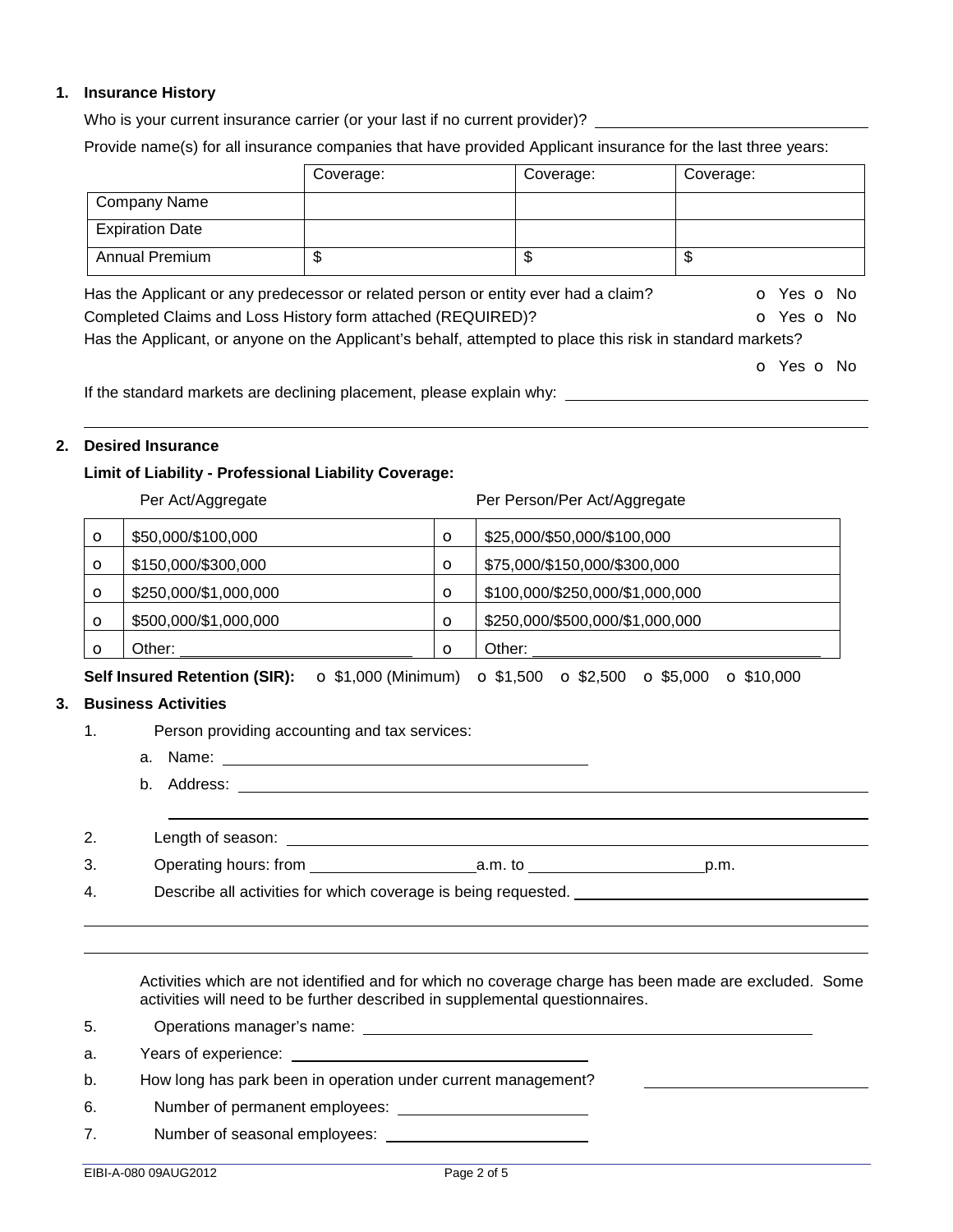## 1. Insurance History

Who is your current insurance carrier (or your last if no current provider)? ______________________

Provide name(s) for all insurance companies that have provided Applicant insurance for the last three years:

| | Coverage: | Coverage: | Coverage: |
|---|---|---|---|
| Company Name | | | |
| Expiration Date | | | |
| Annual Premium | $ | $ | $ |

Has the Applicant or any predecessor or related person or entity ever had a claim? o Yes o No

Completed Claims and Loss History form attached (REQUIRED)? o Yes o No

Has the Applicant, or anyone on the Applicant's behalf, attempted to place this risk in standard markets? o Yes o No

If the standard markets are declining placement, please explain why: ______________________

______________________

## 2. Desired Insurance

**Limit of Liability - Professional Liability Coverage:**

| | Per Act/Aggregate | | Per Person/Per Act/Aggregate |
|---|---|---|---|
| o | $50,000/$100,000 | o | $25,000/$50,000/$100,000 |
| o | $150,000/$300,000 | o | $75,000/$150,000/$300,000 |
| o | $250,000/$1,000,000 | o | $100,000/$250,000/$1,000,000 |
| o | $500,000/$1,000,000 | o | $250,000/$500,000/$1,000,000 |
| o | Other: ______________________ | o | Other: ______________________ |

**Self Insured Retention (SIR):** o $1,000 (Minimum) o $1,500 o $2,500 o $5,000 o $10,000

## 3. Business Activities

1. Person providing accounting and tax services:
   a. Name: ______________________
   b. Address: ______________________
      ______________________
2. Length of season: ______________________
3. Operating hours: from __________ a.m. to __________ p.m.
4. Describe all activities for which coverage is being requested. ______________________
   ______________________
   ______________________

   Activities which are not identified and for which no coverage charge has been made are excluded. Some activities will need to be further described in supplemental questionnaires.

5. Operations manager's name: ______________________
   a. Years of experience: ______________________
   b. How long has park been in operation under current management? ______________________
6. Number of permanent employees: ______________________
7. Number of seasonal employees: ______________________

EIBI-A-080 09AUG2012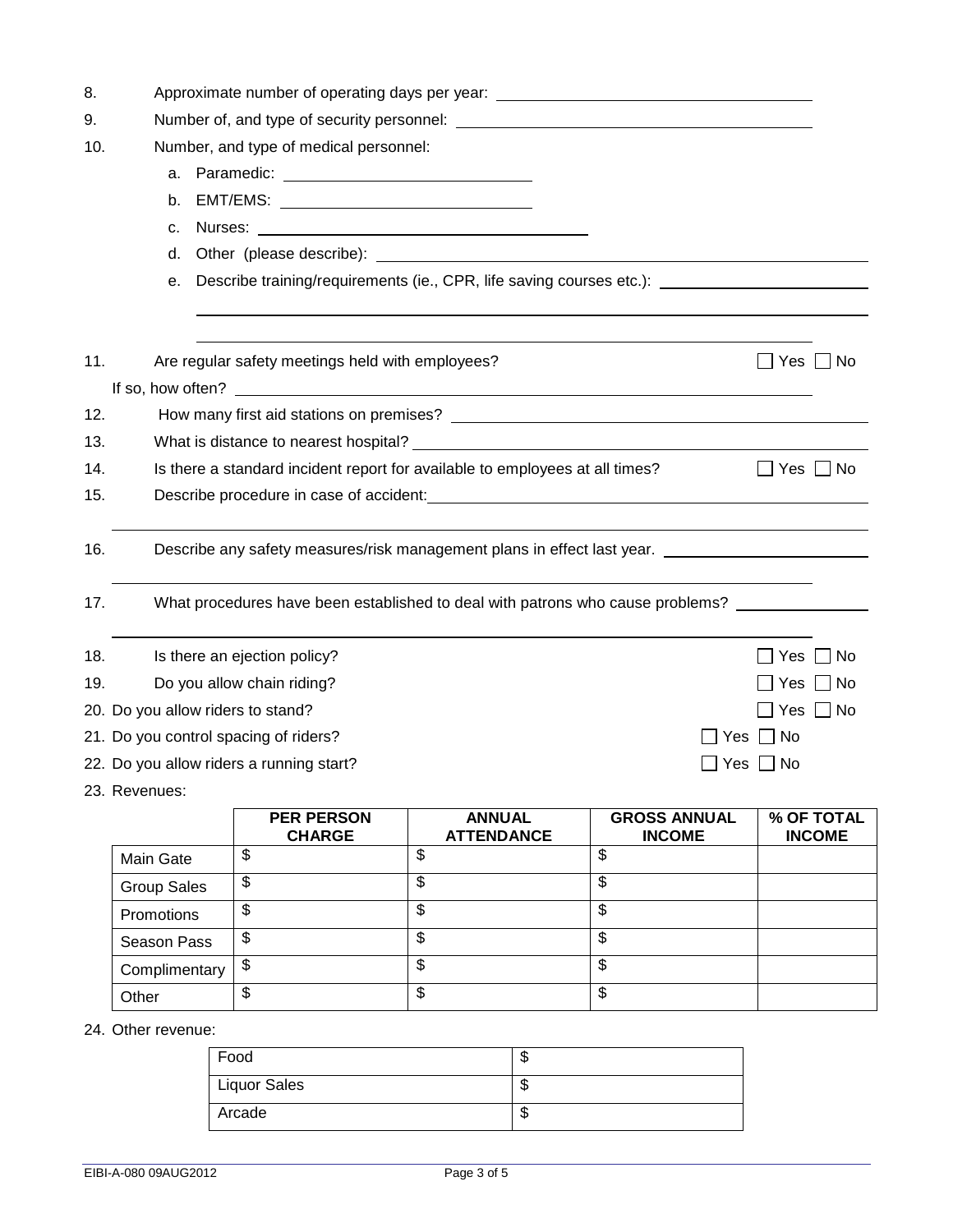8. Approximate number of operating days per year: ____________________

9. Number of, and type of security personnel: ____________________

10. Number, and type of medical personnel:

    a. Paramedic: ____________________

    b. EMT/EMS: ____________________

    c. Nurses: ____________________

    d. Other (please describe): ____________________

    e. Describe training/requirements (ie., CPR, life saving courses etc.): ____________________

11. Are regular safety meetings held with employees? ☐ Yes ☐ No

    If so, how often? ____________________

12. How many first aid stations on premises? ____________________

13. What is distance to nearest hospital? ____________________

14. Is there a standard incident report for available to employees at all times? ☐ Yes ☐ No

15. Describe procedure in case of accident: ____________________

16. Describe any safety measures/risk management plans in effect last year. ____________________

17. What procedures have been established to deal with patrons who cause problems? ____________________

18. Is there an ejection policy? ☐ Yes ☐ No

19. Do you allow chain riding? ☐ Yes ☐ No

20. Do you allow riders to stand? ☐ Yes ☐ No

21. Do you control spacing of riders? ☐ Yes ☐ No

22. Do you allow riders a running start? ☐ Yes ☐ No

23. Revenues:

| | PER PERSON CHARGE | ANNUAL ATTENDANCE | GROSS ANNUAL INCOME | % OF TOTAL INCOME |
|---|---|---|---|---|
| Main Gate | $ | $ | $ | |
| Group Sales | $ | $ | $ | |
| Promotions | $ | $ | $ | |
| Season Pass | $ | $ | $ | |
| Complimentary | $ | $ | $ | |
| Other | $ | $ | $ | |

24. Other revenue:

| | |
|---|---|
| Food | $ |
| Liquor Sales | $ |
| Arcade | $ |

EIBI-A-080 09AUG2012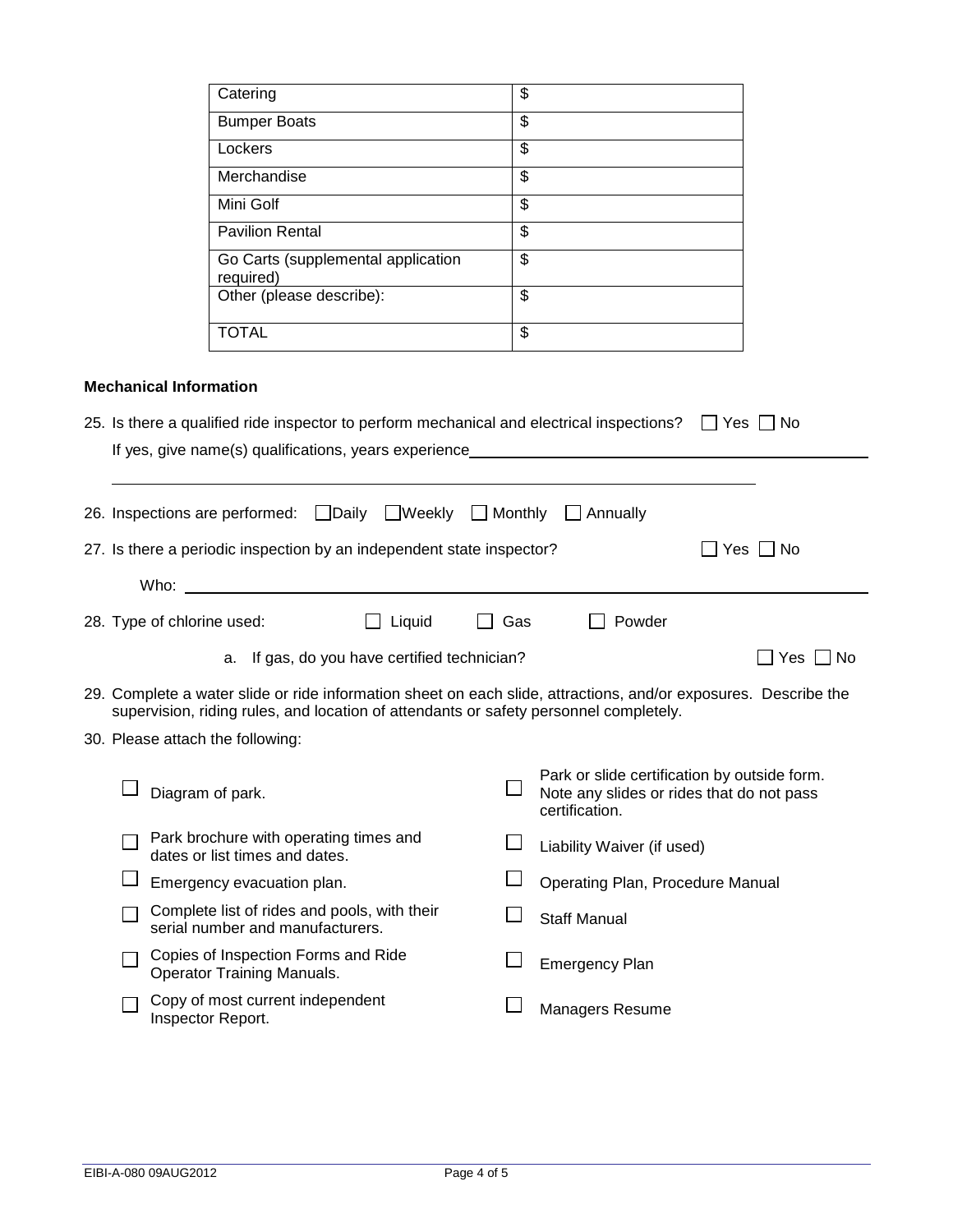| Catering | $ |
|---|---|
| Bumper Boats | $ |
| Lockers | $ |
| Merchandise | $ |
| Mini Golf | $ |
| Pavilion Rental | $ |
| Go Carts (supplemental application required) | $ |
| Other (please describe): | $ |
| TOTAL | $ |

**Mechanical Information**

25. Is there a qualified ride inspector to perform mechanical and electrical inspections? ☐ Yes ☐ No

    If yes, give name(s) qualifications, years experience \_\_\_\_\_\_\_\_\_\_\_\_\_\_\_\_\_\_\_\_\_\_\_\_\_\_\_\_\_\_\_\_\_\_\_\_\_\_\_\_

    \_\_\_\_\_\_\_\_\_\_\_\_\_\_\_\_\_\_\_\_\_\_\_\_\_\_\_\_\_\_\_\_\_\_\_\_\_\_\_\_\_\_\_\_\_\_\_\_\_\_\_\_\_\_\_\_\_\_\_\_\_\_\_\_\_\_\_\_\_\_\_\_

26. Inspections are performed: ☐ Daily ☐ Weekly ☐ Monthly ☐ Annually

27. Is there a periodic inspection by an independent state inspector? ☐ Yes ☐ No

    Who: \_\_\_\_\_\_\_\_\_\_\_\_\_\_\_\_\_\_\_\_\_\_\_\_\_\_\_\_\_\_\_\_\_\_\_\_\_\_\_\_\_\_\_\_\_\_\_\_\_\_\_\_\_\_\_\_\_\_\_\_\_\_\_\_\_\_\_\_\_\_\_\_

28. Type of chlorine used: ☐ Liquid ☐ Gas ☐ Powder

    a. If gas, do you have certified technician? ☐ Yes ☐ No

29. Complete a water slide or ride information sheet on each slide, attractions, and/or exposures. Describe the supervision, riding rules, and location of attendants or safety personnel completely.

30. Please attach the following:

- ☐ Diagram of park.
- ☐ Park brochure with operating times and dates or list times and dates.
- ☐ Emergency evacuation plan.
- ☐ Complete list of rides and pools, with their serial number and manufacturers.
- ☐ Copies of Inspection Forms and Ride Operator Training Manuals.
- ☐ Copy of most current independent Inspector Report.
- ☐ Park or slide certification by outside form. Note any slides or rides that do not pass certification.
- ☐ Liability Waiver (if used)
- ☐ Operating Plan, Procedure Manual
- ☐ Staff Manual
- ☐ Emergency Plan
- ☐ Managers Resume

EIBI-A-080 09AUG2012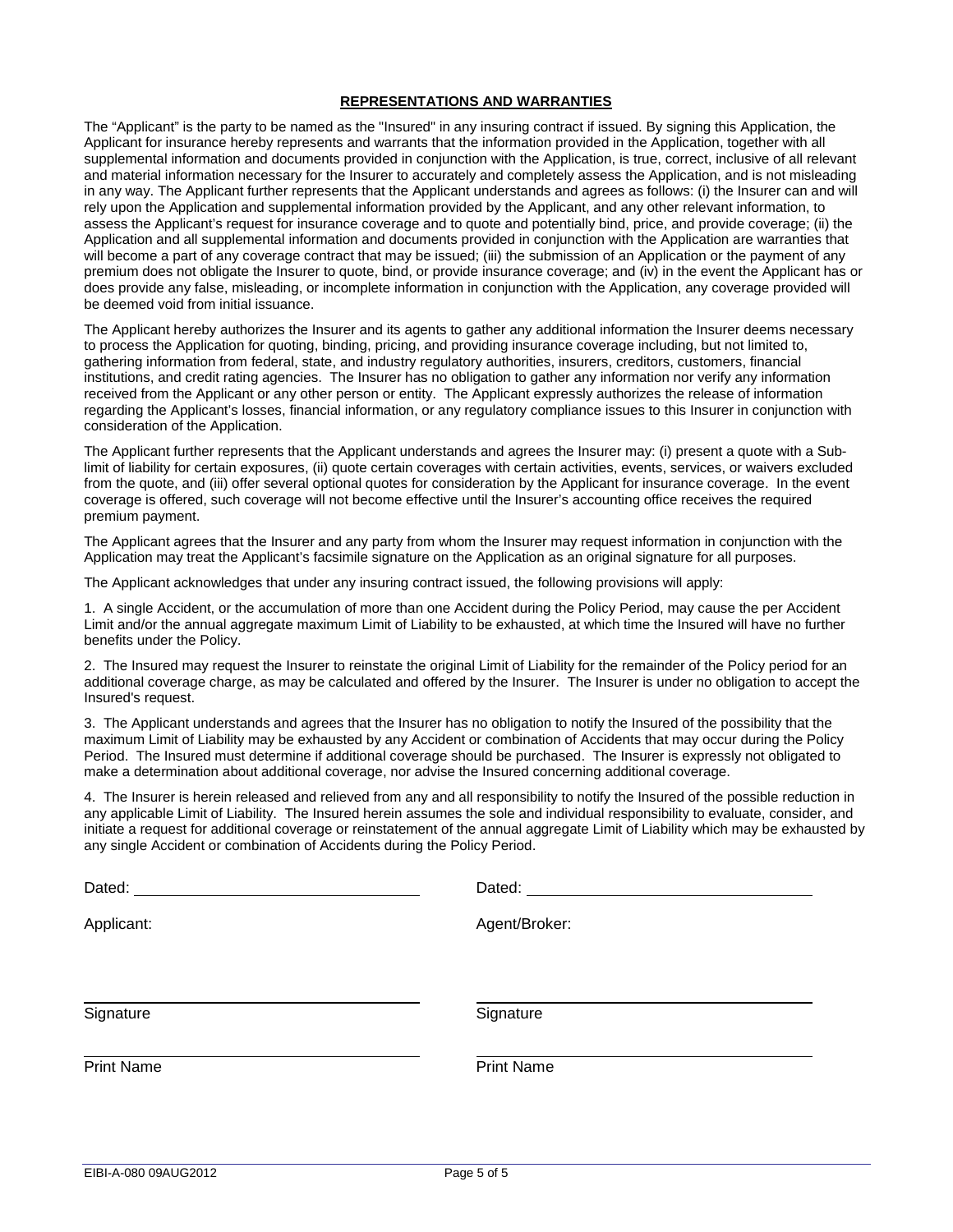## REPRESENTATIONS AND WARRANTIES

The "Applicant" is the party to be named as the "Insured" in any insuring contract if issued. By signing this Application, the Applicant for insurance hereby represents and warrants that the information provided in the Application, together with all supplemental information and documents provided in conjunction with the Application, is true, correct, inclusive of all relevant and material information necessary for the Insurer to accurately and completely assess the Application, and is not misleading in any way. The Applicant further represents that the Applicant understands and agrees as follows: (i) the Insurer can and will rely upon the Application and supplemental information provided by the Applicant, and any other relevant information, to assess the Applicant's request for insurance coverage and to quote and potentially bind, price, and provide coverage; (ii) the Application and all supplemental information and documents provided in conjunction with the Application are warranties that will become a part of any coverage contract that may be issued; (iii) the submission of an Application or the payment of any premium does not obligate the Insurer to quote, bind, or provide insurance coverage; and (iv) in the event the Applicant has or does provide any false, misleading, or incomplete information in conjunction with the Application, any coverage provided will be deemed void from initial issuance.

The Applicant hereby authorizes the Insurer and its agents to gather any additional information the Insurer deems necessary to process the Application for quoting, binding, pricing, and providing insurance coverage including, but not limited to, gathering information from federal, state, and industry regulatory authorities, insurers, creditors, customers, financial institutions, and credit rating agencies. The Insurer has no obligation to gather any information nor verify any information received from the Applicant or any other person or entity. The Applicant expressly authorizes the release of information regarding the Applicant's losses, financial information, or any regulatory compliance issues to this Insurer in conjunction with consideration of the Application.

The Applicant further represents that the Applicant understands and agrees the Insurer may: (i) present a quote with a Sub-limit of liability for certain exposures, (ii) quote certain coverages with certain activities, events, services, or waivers excluded from the quote, and (iii) offer several optional quotes for consideration by the Applicant for insurance coverage. In the event coverage is offered, such coverage will not become effective until the Insurer's accounting office receives the required premium payment.

The Applicant agrees that the Insurer and any party from whom the Insurer may request information in conjunction with the Application may treat the Applicant's facsimile signature on the Application as an original signature for all purposes.

The Applicant acknowledges that under any insuring contract issued, the following provisions will apply:

1. A single Accident, or the accumulation of more than one Accident during the Policy Period, may cause the per Accident Limit and/or the annual aggregate maximum Limit of Liability to be exhausted, at which time the Insured will have no further benefits under the Policy.

2. The Insured may request the Insurer to reinstate the original Limit of Liability for the remainder of the Policy period for an additional coverage charge, as may be calculated and offered by the Insurer. The Insurer is under no obligation to accept the Insured's request.

3. The Applicant understands and agrees that the Insurer has no obligation to notify the Insured of the possibility that the maximum Limit of Liability may be exhausted by any Accident or combination of Accidents that may occur during the Policy Period. The Insured must determine if additional coverage should be purchased. The Insurer is expressly not obligated to make a determination about additional coverage, nor advise the Insured concerning additional coverage.

4. The Insurer is herein released and relieved from any and all responsibility to notify the Insured of the possible reduction in any applicable Limit of Liability. The Insured herein assumes the sole and individual responsibility to evaluate, consider, and initiate a request for additional coverage or reinstatement of the annual aggregate Limit of Liability which may be exhausted by any single Accident or combination of Accidents during the Policy Period.

Dated: ______________________________

Applicant:

______________________________
Signature

______________________________
Print Name

Dated: ______________________________

Agent/Broker:

______________________________
Signature

______________________________
Print Name

EIBI-A-080 09AUG2012